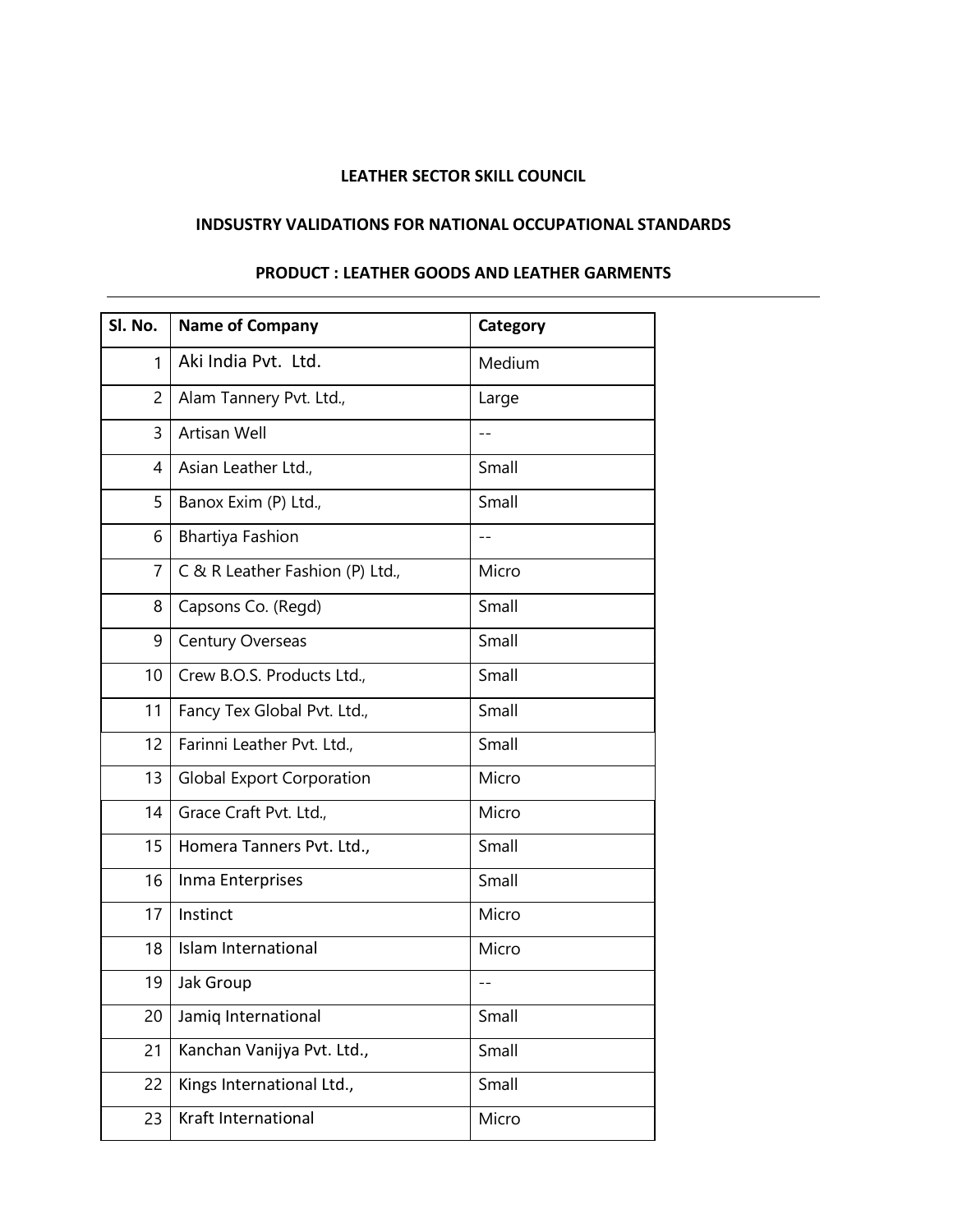**LEATHER SECTOR SKILL COUNCIL**

**INDSUSTRY VALIDATIONS FOR NATIONAL OCCUPATIONAL STANDARDS**

**PRODUCT : LEATHER GOODS AND LEATHER GARMENTS**

---

| Sl. No. | Name of Company | Category |
|---|---|---|
| 1 | Aki India Pvt. Ltd. | Medium |
| 2 | Alam Tannery Pvt. Ltd., | Large |
| 3 | Artisan Well | -- |
| 4 | Asian Leather Ltd., | Small |
| 5 | Banox Exim (P) Ltd., | Small |
| 6 | Bhartiya Fashion | -- |
| 7 | C & R Leather Fashion (P) Ltd., | Micro |
| 8 | Capsons Co. (Regd) | Small |
| 9 | Century Overseas | Small |
| 10 | Crew B.O.S. Products Ltd., | Small |
| 11 | Fancy Tex Global Pvt. Ltd., | Small |
| 12 | Farinni Leather Pvt. Ltd., | Small |
| 13 | Global Export Corporation | Micro |
| 14 | Grace Craft Pvt. Ltd., | Micro |
| 15 | Homera Tanners Pvt. Ltd., | Small |
| 16 | Inma Enterprises | Small |
| 17 | Instinct | Micro |
| 18 | Islam International | Micro |
| 19 | Jak Group | -- |
| 20 | Jamiq International | Small |
| 21 | Kanchan Vanijya Pvt. Ltd., | Small |
| 22 | Kings International Ltd., | Small |
| 23 | Kraft International | Micro |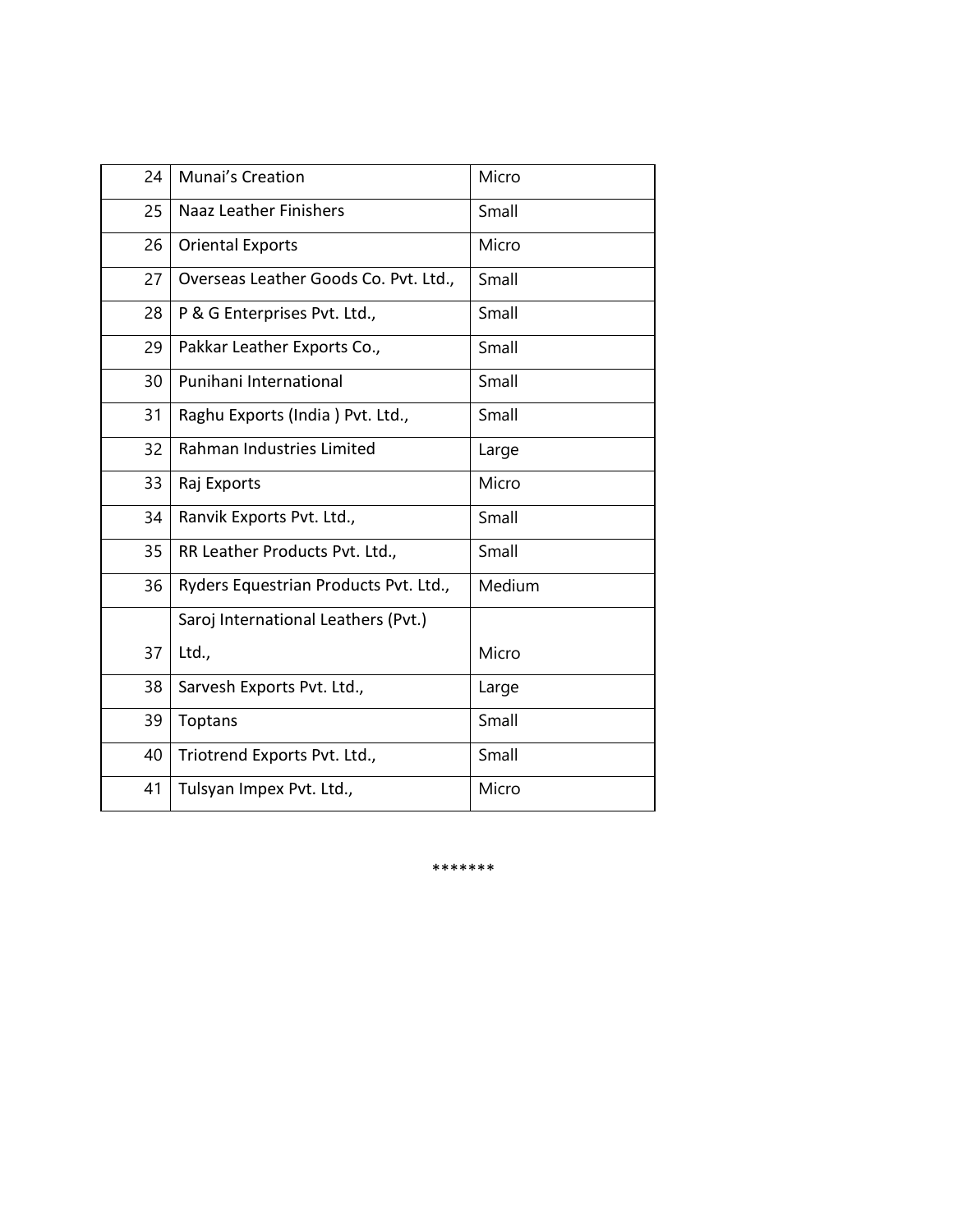| | | |
|---|---|---|
| 24 | Munai's Creation | Micro |
| 25 | Naaz Leather Finishers | Small |
| 26 | Oriental Exports | Micro |
| 27 | Overseas Leather Goods Co. Pvt. Ltd., | Small |
| 28 | P & G Enterprises Pvt. Ltd., | Small |
| 29 | Pakkar Leather Exports Co., | Small |
| 30 | Punihani International | Small |
| 31 | Raghu Exports (India ) Pvt. Ltd., | Small |
| 32 | Rahman Industries Limited | Large |
| 33 | Raj Exports | Micro |
| 34 | Ranvik Exports Pvt. Ltd., | Small |
| 35 | RR Leather Products Pvt. Ltd., | Small |
| 36 | Ryders Equestrian Products Pvt. Ltd., | Medium |
| 37 | Saroj International Leathers (Pvt.) Ltd., | Micro |
| 38 | Sarvesh Exports Pvt. Ltd., | Large |
| 39 | Toptans | Small |
| 40 | Triotrend Exports Pvt. Ltd., | Small |
| 41 | Tulsyan Impex Pvt. Ltd., | Micro |

*******